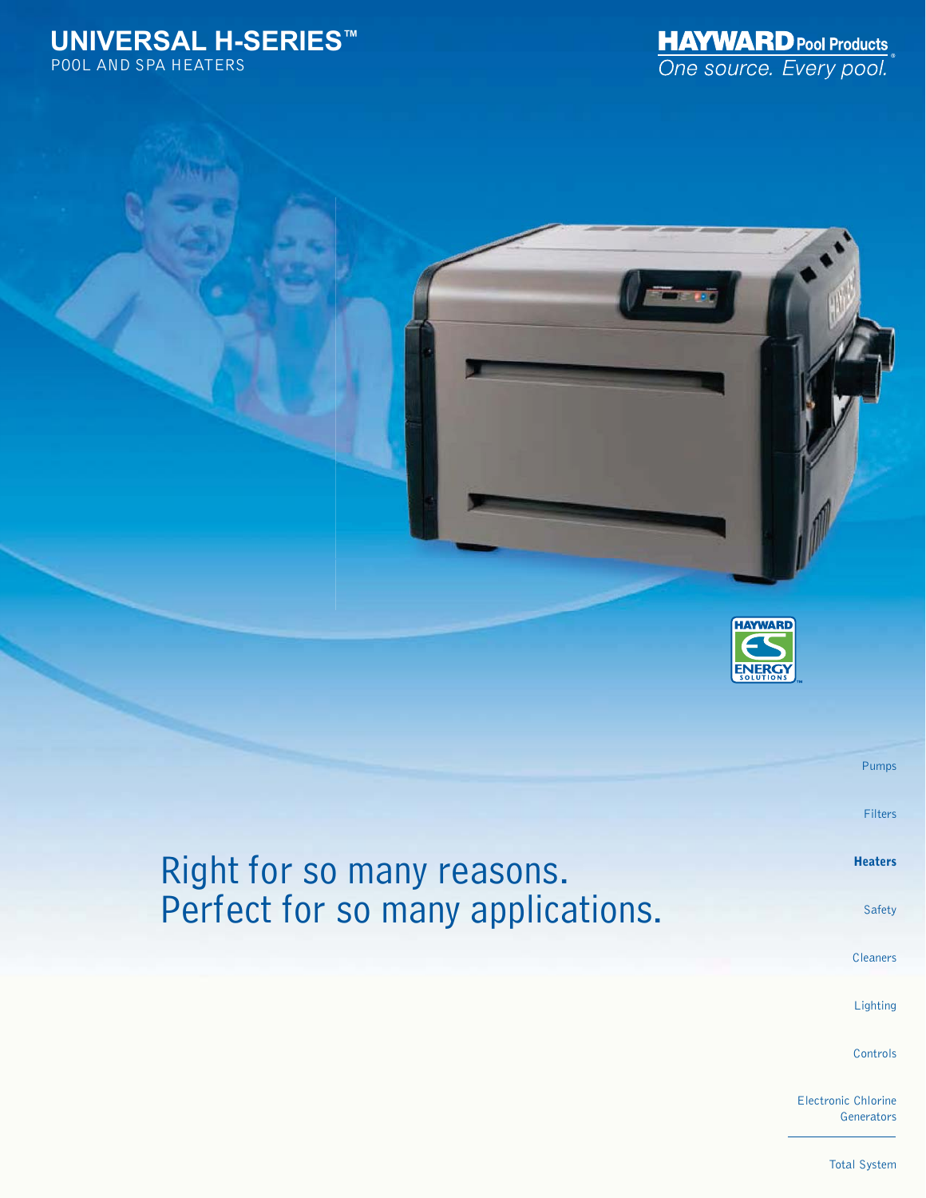# UNIVERSAL H-SERIES™

POOL AND SPA HEATERS

**HAYWARD** Pool Products

*One source. Every pool.*

HAYWARD ES ENERGY SOLUTIONS™

Pumps

Filters

**Heaters**

Safety

Cleaners

Lighting

Controls

Electronic Chlorine Generators

Total System

## Right for so many reasons. Perfect for so many applications.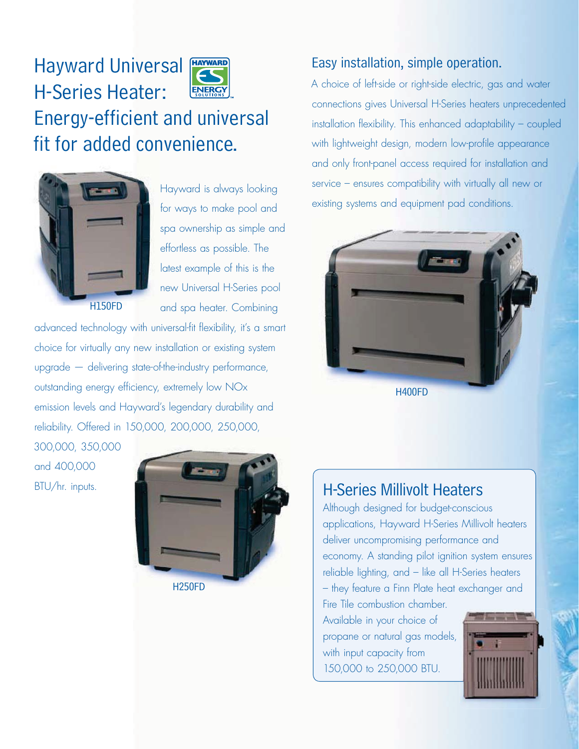# Hayward Universal H-Series Heater: Energy-efficient and universal fit for added convenience.

H150FD

Hayward is always looking for ways to make pool and spa ownership as simple and effortless as possible. The latest example of this is the new Universal H-Series pool and spa heater. Combining advanced technology with universal-fit flexibility, it's a smart choice for virtually any new installation or existing system upgrade — delivering state-of-the-industry performance, outstanding energy efficiency, extremely low NOx emission levels and Hayward's legendary durability and reliability. Offered in 150,000, 200,000, 250,000, 300,000, 350,000 and 400,000 BTU/hr. inputs.

H250FD

## Easy installation, simple operation.

A choice of left-side or right-side electric, gas and water connections gives Universal H-Series heaters unprecedented installation flexibility. This enhanced adaptability – coupled with lightweight design, modern low-profile appearance and only front-panel access required for installation and service – ensures compatibility with virtually all new or existing systems and equipment pad conditions.

H400FD

## H-Series Millivolt Heaters

Although designed for budget-conscious applications, Hayward H-Series Millivolt heaters deliver uncompromising performance and economy. A standing pilot ignition system ensures reliable lighting, and – like all H-Series heaters – they feature a Finn Plate heat exchanger and Fire Tile combustion chamber. Available in your choice of propane or natural gas models, with input capacity from 150,000 to 250,000 BTU.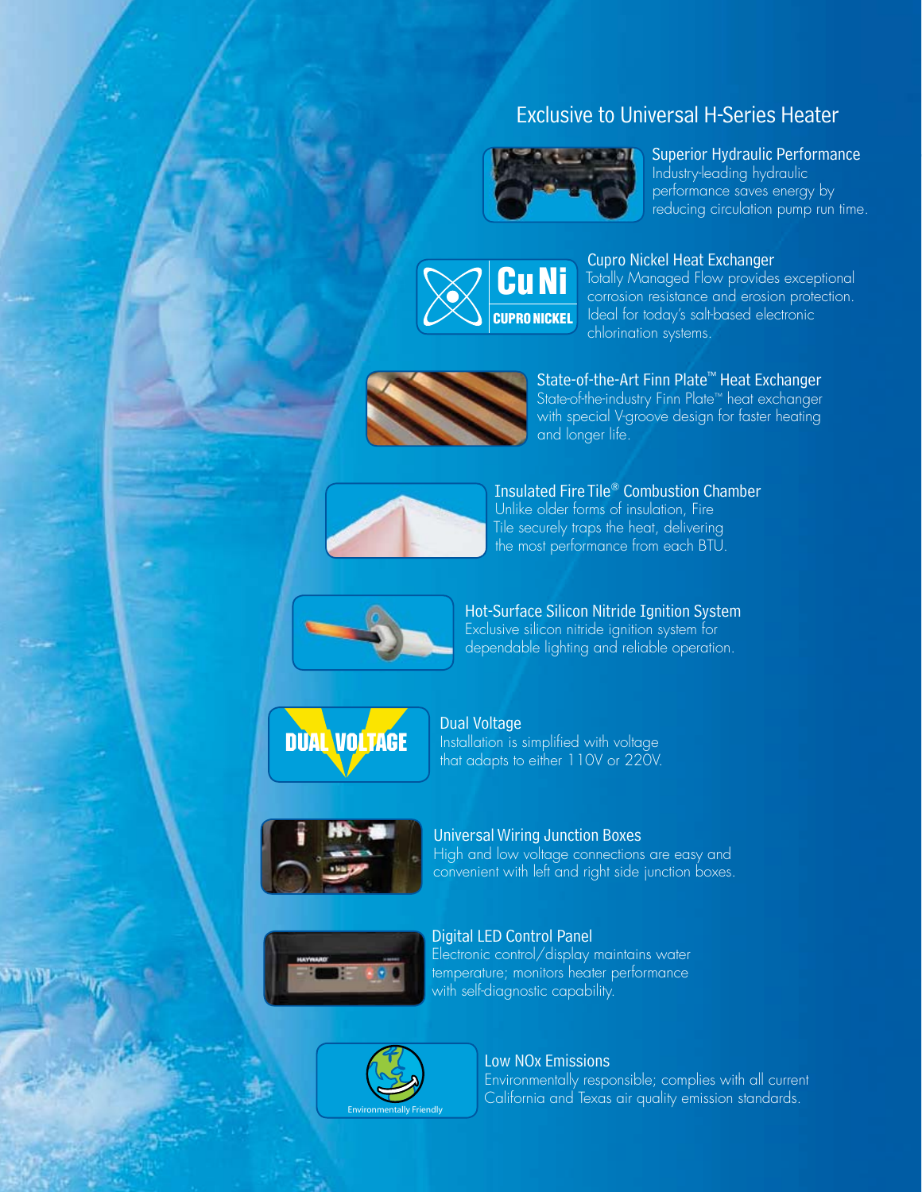## Exclusive to Universal H-Series Heater

### Superior Hydraulic Performance

Industry-leading hydraulic performance saves energy by reducing circulation pump run time.

### Cupro Nickel Heat Exchanger

Totally Managed Flow provides exceptional corrosion resistance and erosion protection. Ideal for today's salt-based electronic chlorination systems.

### State-of-the-Art Finn Plate™ Heat Exchanger

State-of-the-industry Finn Plate™ heat exchanger with special V-groove design for faster heating and longer life.

### Insulated Fire Tile® Combustion Chamber

Unlike older forms of insulation, Fire Tile securely traps the heat, delivering the most performance from each BTU.

### Hot-Surface Silicon Nitride Ignition System

Exclusive silicon nitride ignition system for dependable lighting and reliable operation.

### Dual Voltage

Installation is simplified with voltage that adapts to either 110V or 220V.

### Universal Wiring Junction Boxes

High and low voltage connections are easy and convenient with left and right side junction boxes.

### Digital LED Control Panel

Electronic control/display maintains water temperature; monitors heater performance with self-diagnostic capability.

### Low NOx Emissions

Environmentally responsible; complies with all current California and Texas air quality emission standards.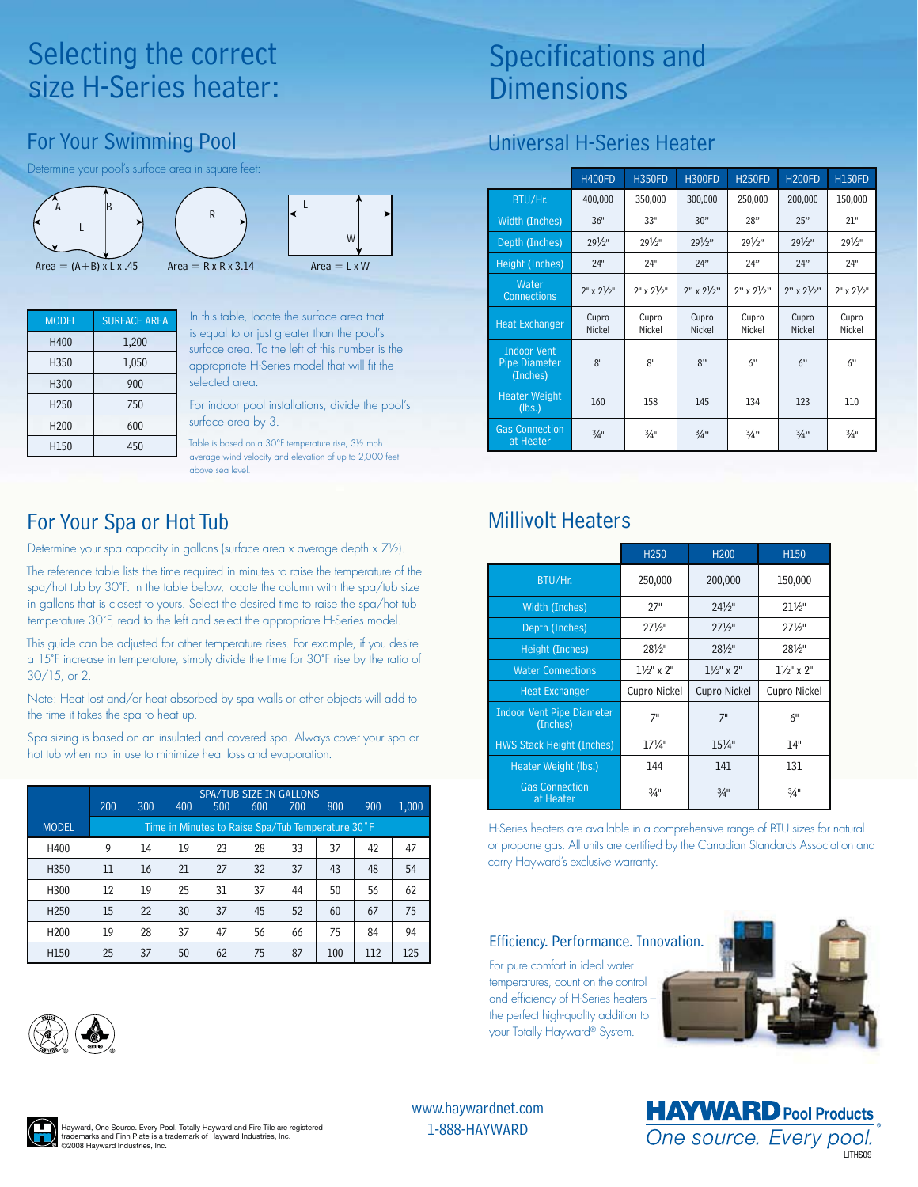# Selecting the correct size H-Series heater:

## For Your Swimming Pool

Determine your pool's surface area in square feet:

Area = (A+B) x L x .45

Area = R x R x 3.14

Area = L x W

| MODEL | SURFACE AREA |
|---|---|
| H400 | 1,200 |
| H350 | 1,050 |
| H300 | 900 |
| H250 | 750 |
| H200 | 600 |
| H150 | 450 |

In this table, locate the surface area that is equal to or just greater than the pool's surface area. To the left of this number is the appropriate H-Series model that will fit the selected area.

For indoor pool installations, divide the pool's surface area by 3.

Table is based on a 30°F temperature rise, 3½ mph average wind velocity and elevation of up to 2,000 feet above sea level.

## For Your Spa or Hot Tub

Determine your spa capacity in gallons (surface area x average depth x 7½).

The reference table lists the time required in minutes to raise the temperature of the spa/hot tub by 30°F. In the table below, locate the column with the spa/tub size in gallons that is closest to yours. Select the desired time to raise the spa/hot tub temperature 30°F, read to the left and select the appropriate H-Series model.

This guide can be adjusted for other temperature rises. For example, if you desire a 15°F increase in temperature, simply divide the time for 30°F rise by the ratio of 30/15, or 2.

Note: Heat lost and/or heat absorbed by spa walls or other objects will add to the time it takes the spa to heat up.

Spa sizing is based on an insulated and covered spa. Always cover your spa or hot tub when not in use to minimize heat loss and evaporation.

| | SPA/TUB SIZE IN GALLONS | | | | | | | | |
|---|---|---|---|---|---|---|---|---|---|
| | 200 | 300 | 400 | 500 | 600 | 700 | 800 | 900 | 1,000 |
| MODEL | Time in Minutes to Raise Spa/Tub Temperature 30°F | | | | | | | | |
| H400 | 9 | 14 | 19 | 23 | 28 | 33 | 37 | 42 | 47 |
| H350 | 11 | 16 | 21 | 27 | 32 | 37 | 43 | 48 | 54 |
| H300 | 12 | 19 | 25 | 31 | 37 | 44 | 50 | 56 | 62 |
| H250 | 15 | 22 | 30 | 37 | 45 | 52 | 60 | 67 | 75 |
| H200 | 19 | 28 | 37 | 47 | 56 | 66 | 75 | 84 | 94 |
| H150 | 25 | 37 | 50 | 62 | 75 | 87 | 100 | 112 | 125 |

# Specifications and Dimensions

## Universal H-Series Heater

| | H400FD | H350FD | H300FD | H250FD | H200FD | H150FD |
|---|---|---|---|---|---|---|
| BTU/Hr. | 400,000 | 350,000 | 300,000 | 250,000 | 200,000 | 150,000 |
| Width (Inches) | 36" | 33" | 30" | 28" | 25" | 21" |
| Depth (Inches) | 29½" | 29½" | 29½" | 29½" | 29½" | 29½" |
| Height (Inches) | 24" | 24" | 24" | 24" | 24" | 24" |
| Water Connections | 2" x 2½" | 2" x 2½" | 2" x 2½" | 2" x 2½" | 2" x 2½" | 2" x 2½" |
| Heat Exchanger | Cupro Nickel | Cupro Nickel | Cupro Nickel | Cupro Nickel | Cupro Nickel | Cupro Nickel |
| Indoor Vent Pipe Diameter (Inches) | 8" | 8" | 8" | 6" | 6" | 6" |
| Heater Weight (lbs.) | 160 | 158 | 145 | 134 | 123 | 110 |
| Gas Connection at Heater | ¾" | ¾" | ¾" | ¾" | ¾" | ¾" |

## Millivolt Heaters

| | H250 | H200 | H150 |
|---|---|---|---|
| BTU/Hr. | 250,000 | 200,000 | 150,000 |
| Width (Inches) | 27" | 24½" | 21½" |
| Depth (Inches) | 27½" | 27½" | 27½" |
| Height (Inches) | 28½" | 28½" | 28½" |
| Water Connections | 1½" x 2" | 1½" x 2" | 1½" x 2" |
| Heat Exchanger | Cupro Nickel | Cupro Nickel | Cupro Nickel |
| Indoor Vent Pipe Diameter (Inches) | 7" | 7" | 6" |
| HWS Stack Height (Inches) | 17¼" | 15¼" | 14" |
| Heater Weight (lbs.) | 144 | 141 | 131 |
| Gas Connection at Heater | ¾" | ¾" | ¾" |

H-Series heaters are available in a comprehensive range of BTU sizes for natural or propane gas. All units are certified by the Canadian Standards Association and carry Hayward's exclusive warranty.

### Efficiency. Performance. Innovation.

For pure comfort in ideal water temperatures, count on the control and efficiency of H-Series heaters – the perfect high-quality addition to your Totally Hayward® System.

Hayward, One Source. Every Pool. Totally Hayward and Fire Tile are registered trademarks and Finn Plate is a trademark of Hayward Industries, Inc. ©2008 Hayward Industries, Inc.

www.haywardnet.com
1-888-HAYWARD

HAYWARD Pool Products
One source. Every pool.
LITHS09